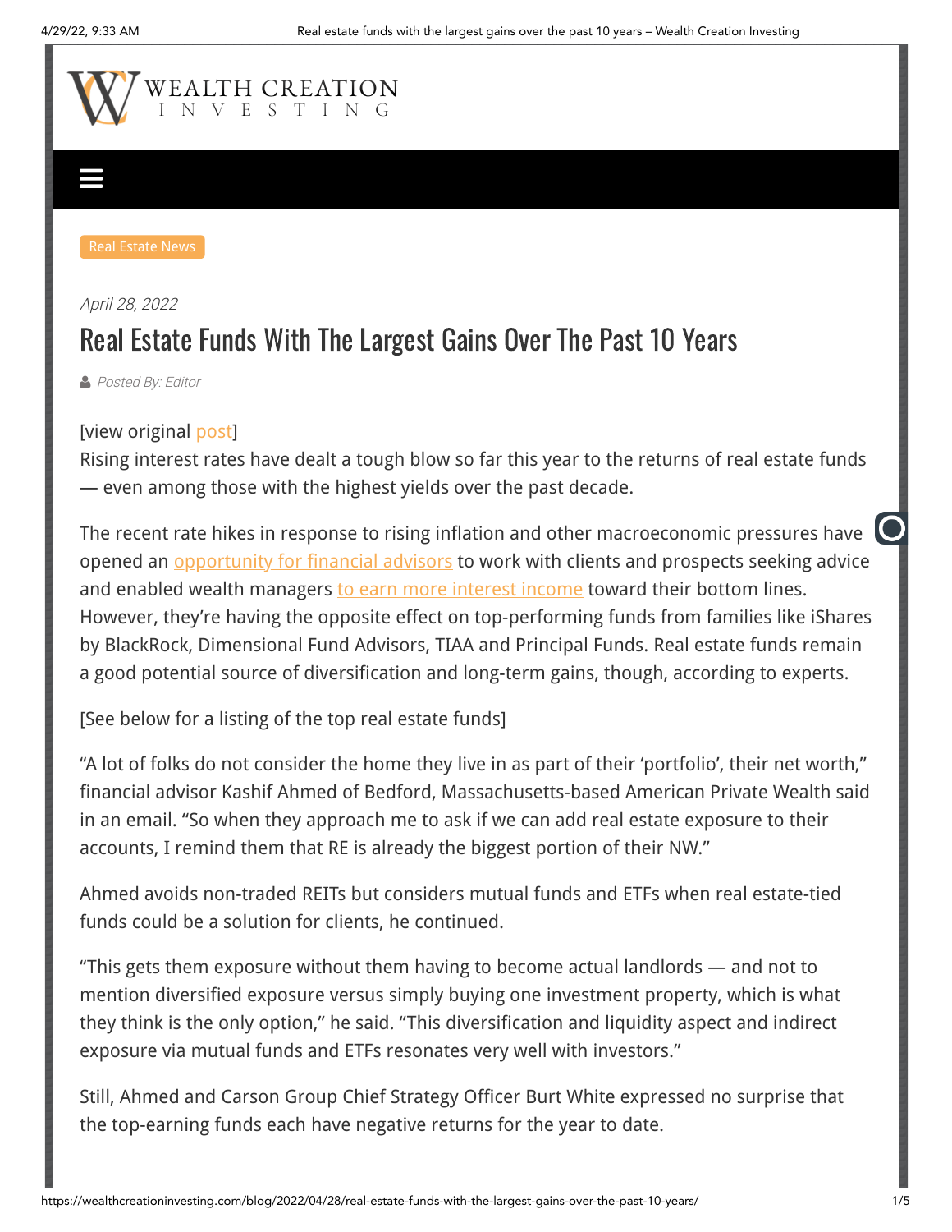WEALTH CREATION INVESTING

Real Estate News

*April 28, 2022*

# Real Estate Funds With The Largest Gains Over The Past 10 Years

*Posted By: Editor*

[view original post]
Rising interest rates have dealt a tough blow so far this year to the returns of real estate funds — even among those with the highest yields over the past decade.

The recent rate hikes in response to rising inflation and other macroeconomic pressures have opened an opportunity for financial advisors to work with clients and prospects seeking advice and enabled wealth managers to earn more interest income toward their bottom lines. However, they're having the opposite effect on top-performing funds from families like iShares by BlackRock, Dimensional Fund Advisors, TIAA and Principal Funds. Real estate funds remain a good potential source of diversification and long-term gains, though, according to experts.

[See below for a listing of the top real estate funds]

"A lot of folks do not consider the home they live in as part of their 'portfolio', their net worth," financial advisor Kashif Ahmed of Bedford, Massachusetts-based American Private Wealth said in an email. "So when they approach me to ask if we can add real estate exposure to their accounts, I remind them that RE is already the biggest portion of their NW."

Ahmed avoids non-traded REITs but considers mutual funds and ETFs when real estate-tied funds could be a solution for clients, he continued.

"This gets them exposure without them having to become actual landlords — and not to mention diversified exposure versus simply buying one investment property, which is what they think is the only option," he said. "This diversification and liquidity aspect and indirect exposure via mutual funds and ETFs resonates very well with investors."

Still, Ahmed and Carson Group Chief Strategy Officer Burt White expressed no surprise that the top-earning funds each have negative returns for the year to date.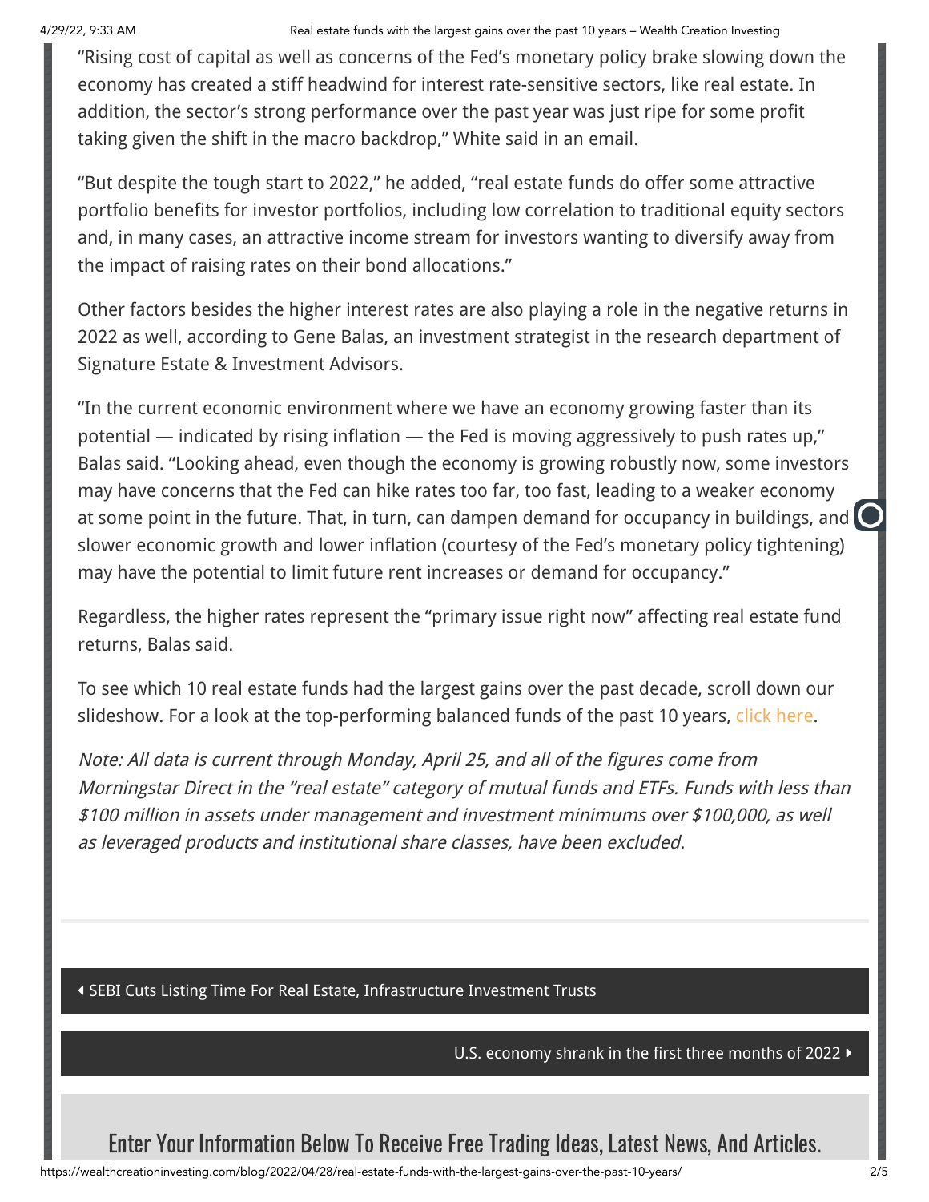"Rising cost of capital as well as concerns of the Fed's monetary policy brake slowing down the economy has created a stiff headwind for interest rate-sensitive sectors, like real estate. In addition, the sector's strong performance over the past year was just ripe for some profit taking given the shift in the macro backdrop," White said in an email.

"But despite the tough start to 2022," he added, "real estate funds do offer some attractive portfolio benefits for investor portfolios, including low correlation to traditional equity sectors and, in many cases, an attractive income stream for investors wanting to diversify away from the impact of raising rates on their bond allocations."

Other factors besides the higher interest rates are also playing a role in the negative returns in 2022 as well, according to Gene Balas, an investment strategist in the research department of Signature Estate & Investment Advisors.

"In the current economic environment where we have an economy growing faster than its potential — indicated by rising inflation — the Fed is moving aggressively to push rates up," Balas said. "Looking ahead, even though the economy is growing robustly now, some investors may have concerns that the Fed can hike rates too far, too fast, leading to a weaker economy at some point in the future. That, in turn, can dampen demand for occupancy in buildings, and slower economic growth and lower inflation (courtesy of the Fed's monetary policy tightening) may have the potential to limit future rent increases or demand for occupancy."

Regardless, the higher rates represent the "primary issue right now" affecting real estate fund returns, Balas said.

To see which 10 real estate funds had the largest gains over the past decade, scroll down our slideshow. For a look at the top-performing balanced funds of the past 10 years, click here.

*Note: All data is current through Monday, April 25, and all of the figures come from Morningstar Direct in the "real estate" category of mutual funds and ETFs. Funds with less than $100 million in assets under management and investment minimums over $100,000, as well as leveraged products and institutional share classes, have been excluded.*

◂ SEBI Cuts Listing Time For Real Estate, Infrastructure Investment Trusts

U.S. economy shrank in the first three months of 2022 ▸

## Enter Your Information Below To Receive Free Trading Ideas, Latest News, And Articles.